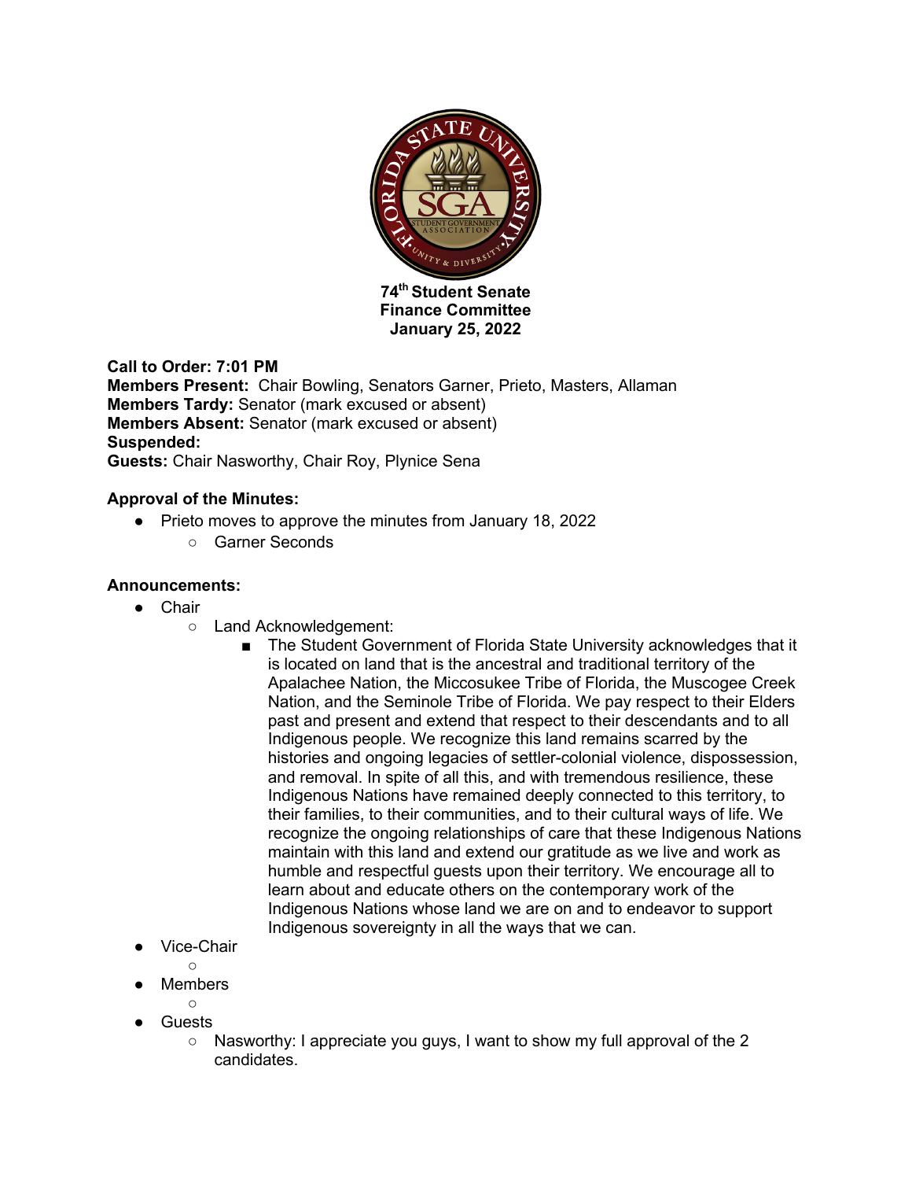**74th Student Senate**
**Finance Committee**
**January 25, 2022**

**Call to Order: 7:01 PM**
**Members Present:** Chair Bowling, Senators Garner, Prieto, Masters, Allaman
**Members Tardy:** Senator (mark excused or absent)
**Members Absent:** Senator (mark excused or absent)
**Suspended:**
**Guests:** Chair Nasworthy, Chair Roy, Plynice Sena

**Approval of the Minutes:**

- Prieto moves to approve the minutes from January 18, 2022
  - Garner Seconds

**Announcements:**

- Chair
  - Land Acknowledgement:
    - The Student Government of Florida State University acknowledges that it is located on land that is the ancestral and traditional territory of the Apalachee Nation, the Miccosukee Tribe of Florida, the Muscogee Creek Nation, and the Seminole Tribe of Florida. We pay respect to their Elders past and present and extend that respect to their descendants and to all Indigenous people. We recognize this land remains scarred by the histories and ongoing legacies of settler-colonial violence, dispossession, and removal. In spite of all this, and with tremendous resilience, these Indigenous Nations have remained deeply connected to this territory, to their families, to their communities, and to their cultural ways of life. We recognize the ongoing relationships of care that these Indigenous Nations maintain with this land and extend our gratitude as we live and work as humble and respectful guests upon their territory. We encourage all to learn about and educate others on the contemporary work of the Indigenous Nations whose land we are on and to endeavor to support Indigenous sovereignty in all the ways that we can.
- Vice-Chair
  -
- Members
  -
- Guests
  - Nasworthy: I appreciate you guys, I want to show my full approval of the 2 candidates.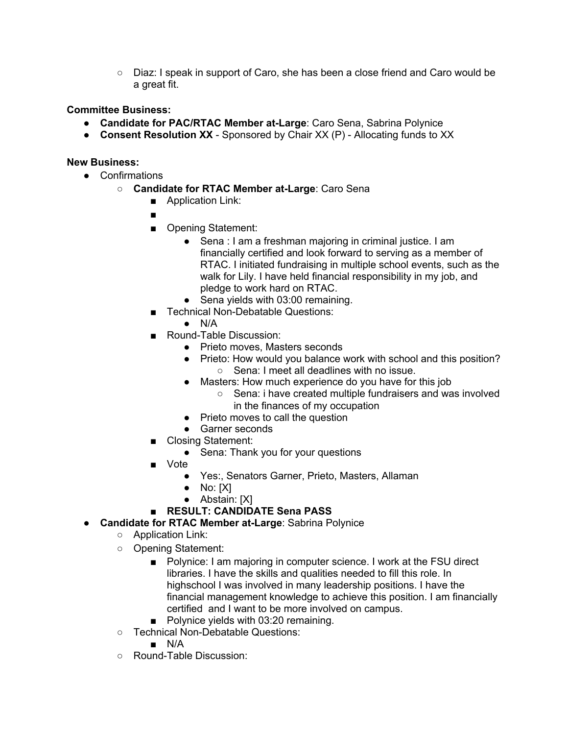- Diaz: I speak in support of Caro, she has been a close friend and Caro would be a great fit.

**Committee Business:**

- **Candidate for PAC/RTAC Member at-Large**: Caro Sena, Sabrina Polynice
- **Consent Resolution XX** - Sponsored by Chair XX (P) - Allocating funds to XX

**New Business:**

- Confirmations
    - **Candidate for RTAC Member at-Large**: Caro Sena
        - Application Link:
        - 
        - Opening Statement:
            - Sena : I am a freshman majoring in criminal justice. I am financially certified and look forward to serving as a member of RTAC. I initiated fundraising in multiple school events, such as the walk for Lily. I have held financial responsibility in my job, and pledge to work hard on RTAC.
            - Sena yields with 03:00 remaining.
        - Technical Non-Debatable Questions:
            - N/A
        - Round-Table Discussion:
            - Prieto moves, Masters seconds
            - Prieto: How would you balance work with school and this position?
                - Sena: I meet all deadlines with no issue.
            - Masters: How much experience do you have for this job
                - Sena: i have created multiple fundraisers and was involved in the finances of my occupation
            - Prieto moves to call the question
            - Garner seconds
        - Closing Statement:
            - Sena: Thank you for your questions
        - Vote
            - Yes:, Senators Garner, Prieto, Masters, Allaman
            - No: [X]
            - Abstain: [X]
        - **RESULT: CANDIDATE Sena PASS**
- **Candidate for RTAC Member at-Large**: Sabrina Polynice
    - Application Link:
    - Opening Statement:
        - Polynice: I am majoring in computer science. I work at the FSU direct libraries. I have the skills and qualities needed to fill this role. In highschool I was involved in many leadership positions. I have the financial management knowledge to achieve this position. I am financially certified and I want to be more involved on campus.
        - Polynice yields with 03:20 remaining.
    - Technical Non-Debatable Questions:
        - N/A
    - Round-Table Discussion: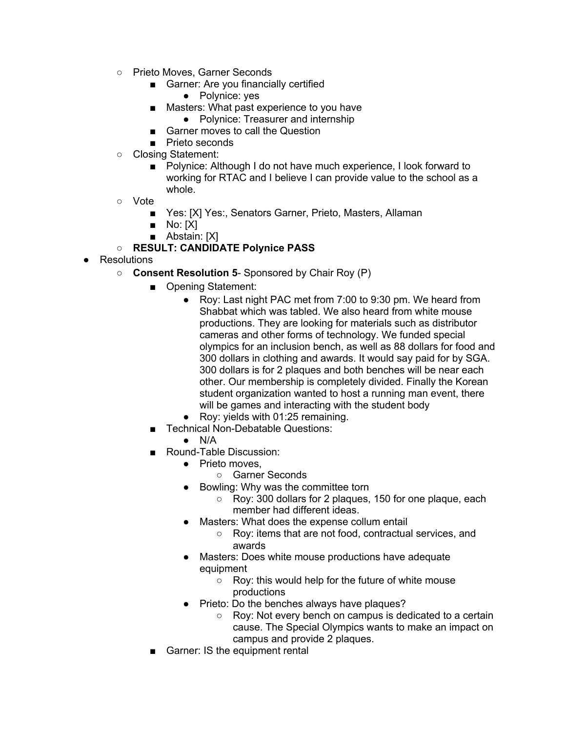- Prieto Moves, Garner Seconds
    - Garner: Are you financially certified
        - Polynice: yes
    - Masters: What past experience to you have
        - Polynice: Treasurer and internship
    - Garner moves to call the Question
    - Prieto seconds
- Closing Statement:
    - Polynice: Although I do not have much experience, I look forward to working for RTAC and I believe I can provide value to the school as a whole.
- Vote
    - Yes: [X] Yes:, Senators Garner, Prieto, Masters, Allaman
    - No: [X]
    - Abstain: [X]
- **RESULT: CANDIDATE Polynice PASS**

- Resolutions
    - **Consent Resolution 5**- Sponsored by Chair Roy (P)
        - Opening Statement:
            - Roy: Last night PAC met from 7:00 to 9:30 pm. We heard from Shabbat which was tabled. We also heard from white mouse productions. They are looking for materials such as distributor cameras and other forms of technology. We funded special olympics for an inclusion bench, as well as 88 dollars for food and 300 dollars in clothing and awards. It would say paid for by SGA. 300 dollars is for 2 plaques and both benches will be near each other. Our membership is completely divided. Finally the Korean student organization wanted to host a running man event, there will be games and interacting with the student body
            - Roy: yields with 01:25 remaining.
        - Technical Non-Debatable Questions:
            - N/A
        - Round-Table Discussion:
            - Prieto moves,
                - Garner Seconds
            - Bowling: Why was the committee torn
                - Roy: 300 dollars for 2 plaques, 150 for one plaque, each member had different ideas.
            - Masters: What does the expense collum entail
                - Roy: items that are not food, contractual services, and awards
            - Masters: Does white mouse productions have adequate equipment
                - Roy: this would help for the future of white mouse productions
            - Prieto: Do the benches always have plaques?
                - Roy: Not every bench on campus is dedicated to a certain cause. The Special Olympics wants to make an impact on campus and provide 2 plaques.
        - Garner: IS the equipment rental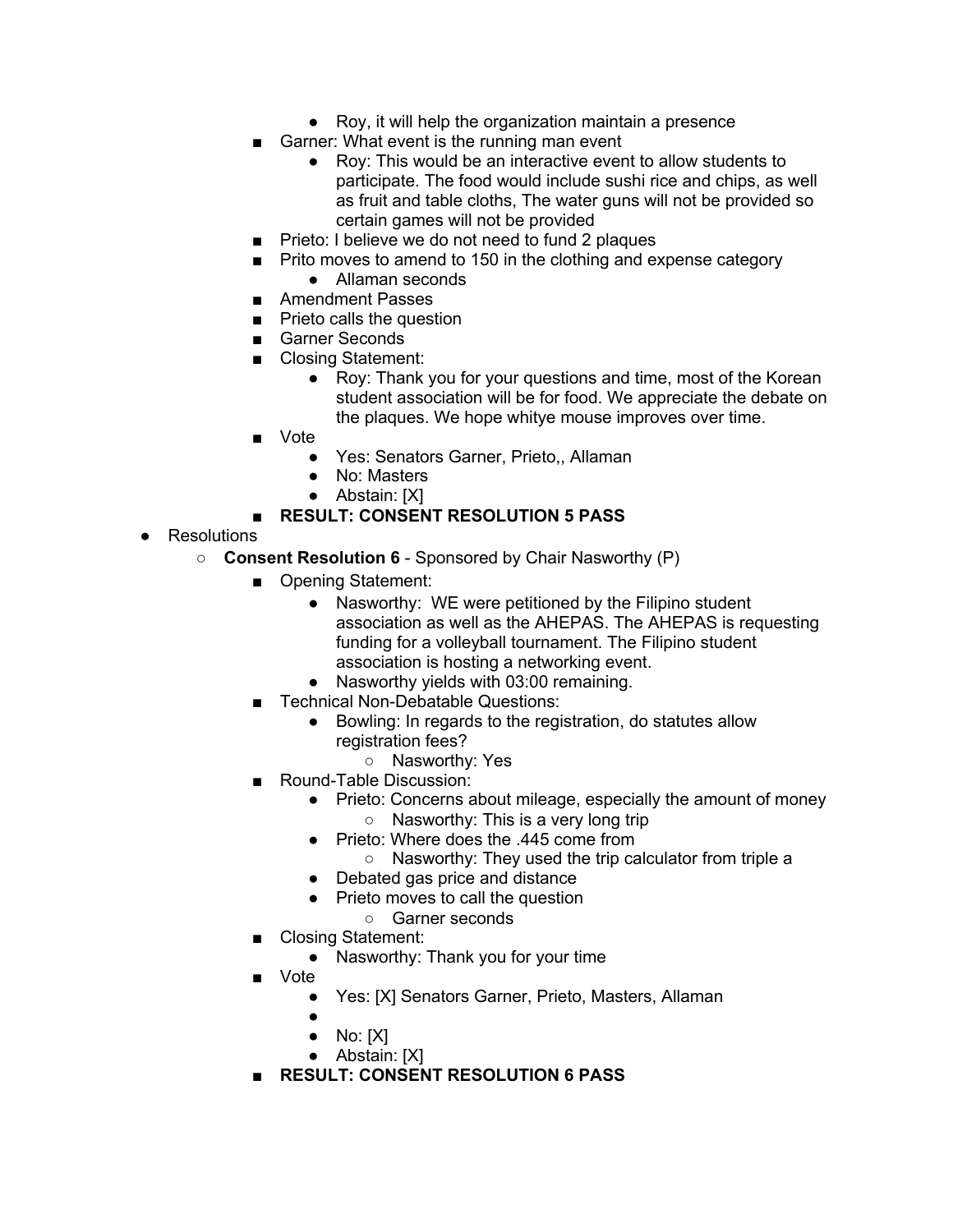- Roy, it will help the organization maintain a presence
    - Garner: What event is the running man event
        - Roy: This would be an interactive event to allow students to participate. The food would include sushi rice and chips, as well as fruit and table cloths, The water guns will not be provided so certain games will not be provided
    - Prieto: I believe we do not need to fund 2 plaques
    - Prito moves to amend to 150 in the clothing and expense category
        - Allaman seconds
    - Amendment Passes
    - Prieto calls the question
    - Garner Seconds
    - Closing Statement:
        - Roy: Thank you for your questions and time, most of the Korean student association will be for food. We appreciate the debate on the plaques. We hope whitye mouse improves over time.
    - Vote
        - Yes: Senators Garner, Prieto,, Allaman
        - No: Masters
        - Abstain: [X]
    - **RESULT: CONSENT RESOLUTION 5 PASS**
- Resolutions
    - **Consent Resolution 6** - Sponsored by Chair Nasworthy (P)
        - Opening Statement:
            - Nasworthy: WE were petitioned by the Filipino student association as well as the AHEPAS. The AHEPAS is requesting funding for a volleyball tournament. The Filipino student association is hosting a networking event.
            - Nasworthy yields with 03:00 remaining.
        - Technical Non-Debatable Questions:
            - Bowling: In regards to the registration, do statutes allow registration fees?
                - Nasworthy: Yes
        - Round-Table Discussion:
            - Prieto: Concerns about mileage, especially the amount of money
                - Nasworthy: This is a very long trip
            - Prieto: Where does the .445 come from
                - Nasworthy: They used the trip calculator from triple a
            - Debated gas price and distance
            - Prieto moves to call the question
                - Garner seconds
        - Closing Statement:
            - Nasworthy: Thank you for your time
        - Vote
            - Yes: [X] Senators Garner, Prieto, Masters, Allaman
            - 
            - No: [X]
            - Abstain: [X]
        - **RESULT: CONSENT RESOLUTION 6 PASS**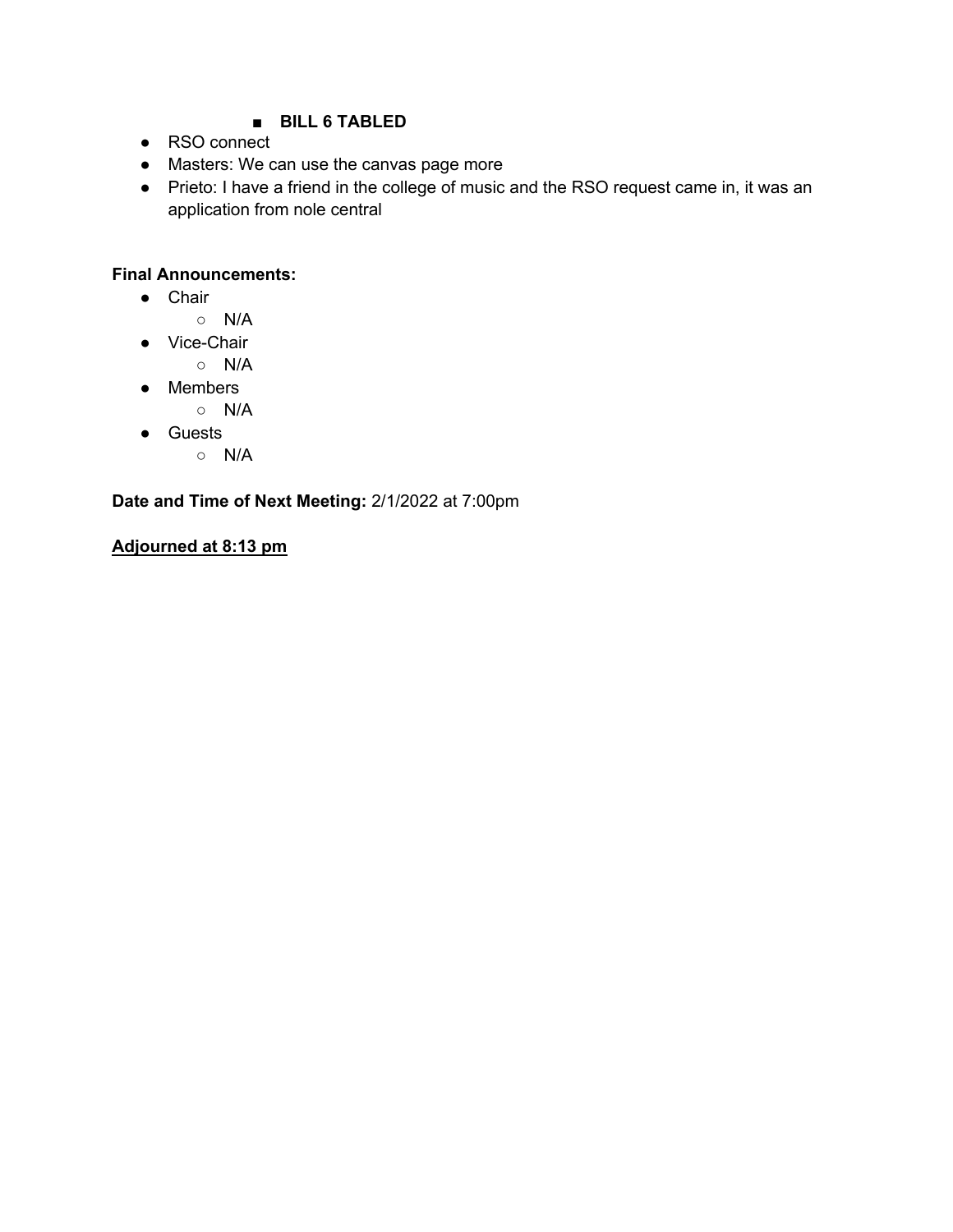- **BILL 6 TABLED**
- RSO connect
- Masters: We can use the canvas page more
- Prieto: I have a friend in the college of music and the RSO request came in, it was an application from nole central

**Final Announcements:**

- Chair
  - N/A
- Vice-Chair
  - N/A
- Members
  - N/A
- Guests
  - N/A

**Date and Time of Next Meeting:** 2/1/2022 at 7:00pm

**<u>Adjourned at 8:13 pm</u>**